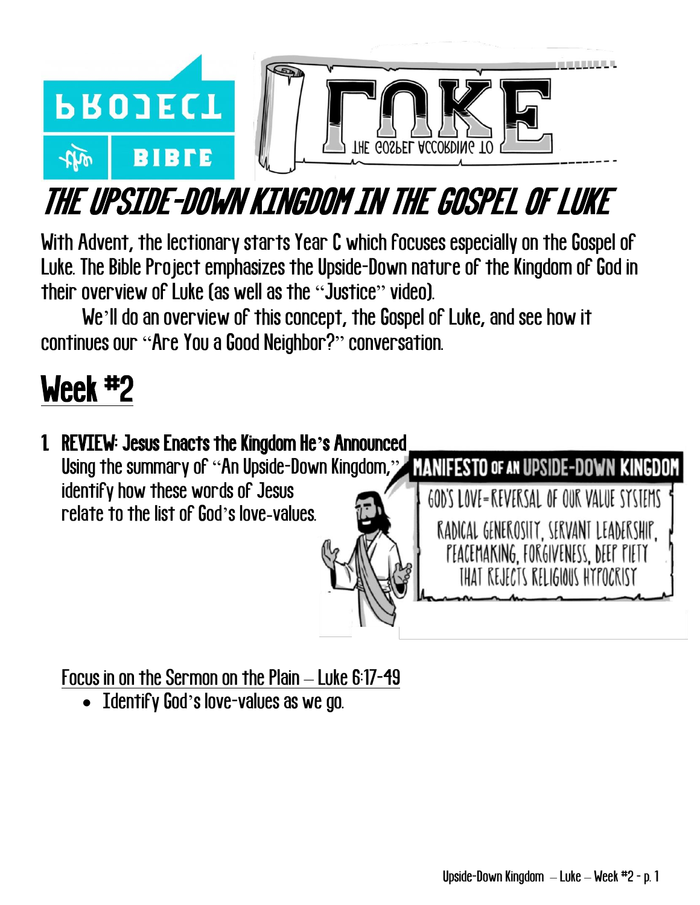# THE UPSIDE-DOWN KINGDOM IN THE GOSPEL OF LUKE

With Advent, the lectionary starts Year C which focuses especially on the Gospel of Luke. The Bible Project emphasizes the Upside-Down nature of the Kingdom of God in their overview of Luke (as well as the "Justice" video).

We'll do an overview of this concept, the Gospel of Luke, and see how it continues our "Are You a Good Neighbor?" conversation.

## Week #2

1. **REVIEW: Jesus Enacts the Kingdom He's Announced**
   Using the summary of "An Upside-Down Kingdom," identify how these words of Jesus relate to the list of God's love-values.

**MANIFESTO OF AN UPSIDE-DOWN KINGDOM**

GOD'S LOVE=REVERSAL OF OUR VALUE SYSTEMS

RADICAL GENEROSITY, SERVANT LEADERSHIP, PEACEMAKING, FORGIVENESS, DEEP PIETY THAT REJECTS RELIGIOUS HYPOCRISY

Focus in on the Sermon on the Plain – Luke 6:17-49

- Identify God's love-values as we go.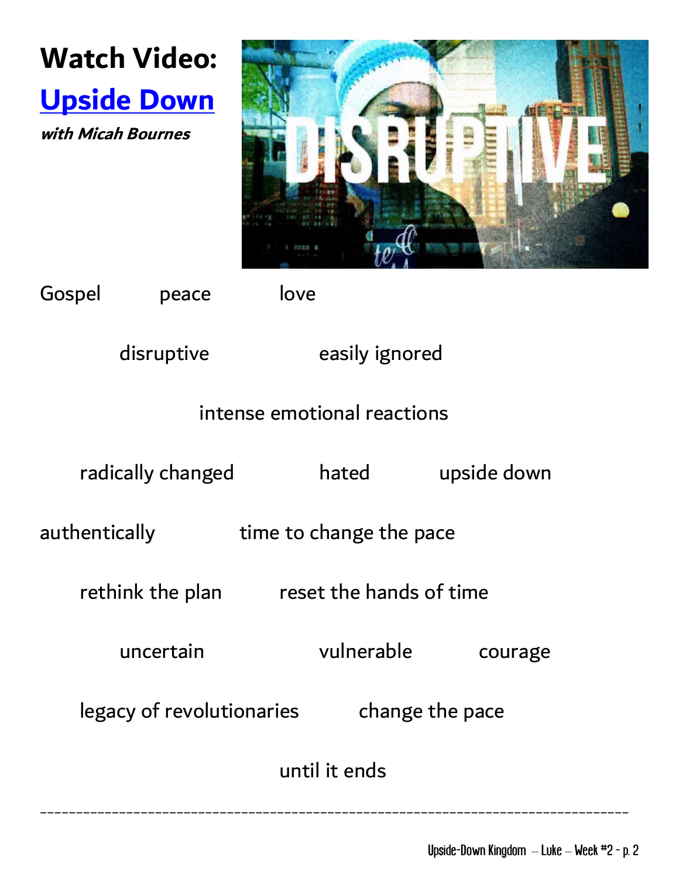# Watch Video:

## Upside Down

***with Micah Bournes***

Gospel peace love

disruptive easily ignored

intense emotional reactions

radically changed hated upside down

authentically time to change the pace

rethink the plan reset the hands of time

uncertain vulnerable courage

legacy of revolutionaries change the pace

until it ends

---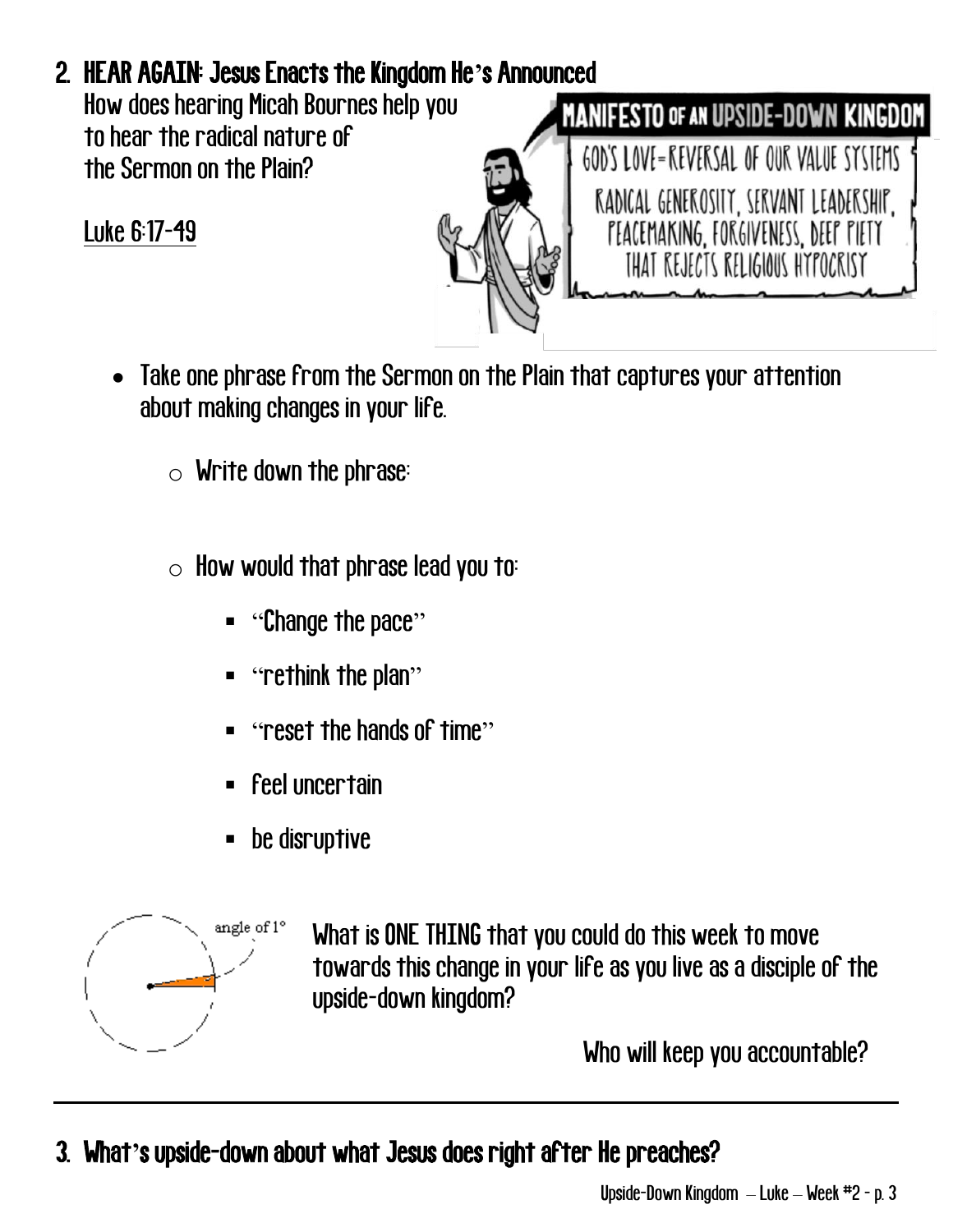## 2. HEAR AGAIN: Jesus Enacts the Kingdom He's Announced

How does hearing Micah Bournes help you to hear the radical nature of the Sermon on the Plain?

Luke 6:17-49

MANIFESTO OF AN UPSIDE-DOWN KINGDOM

GOD'S LOVE=REVERSAL OF OUR VALUE SYSTEMS

RADICAL GENEROSITY, SERVANT LEADERSHIP, PEACEMAKING, FORGIVENESS, DEEP PIETY THAT REJECTS RELIGIOUS HYPOCRISY

- Take one phrase from the Sermon on the Plain that captures your attention about making changes in your life.
  - Write down the phrase:
  - How would that phrase lead you to:
    - "Change the pace"
    - "rethink the plan"
    - "reset the hands of time"
    - feel uncertain
    - be disruptive

angle of 1°

What is ONE THING that you could do this week to move towards this change in your life as you live as a disciple of the upside-down kingdom?

Who will keep you accountable?

---

## 3. What's upside-down about what Jesus does right after He preaches?